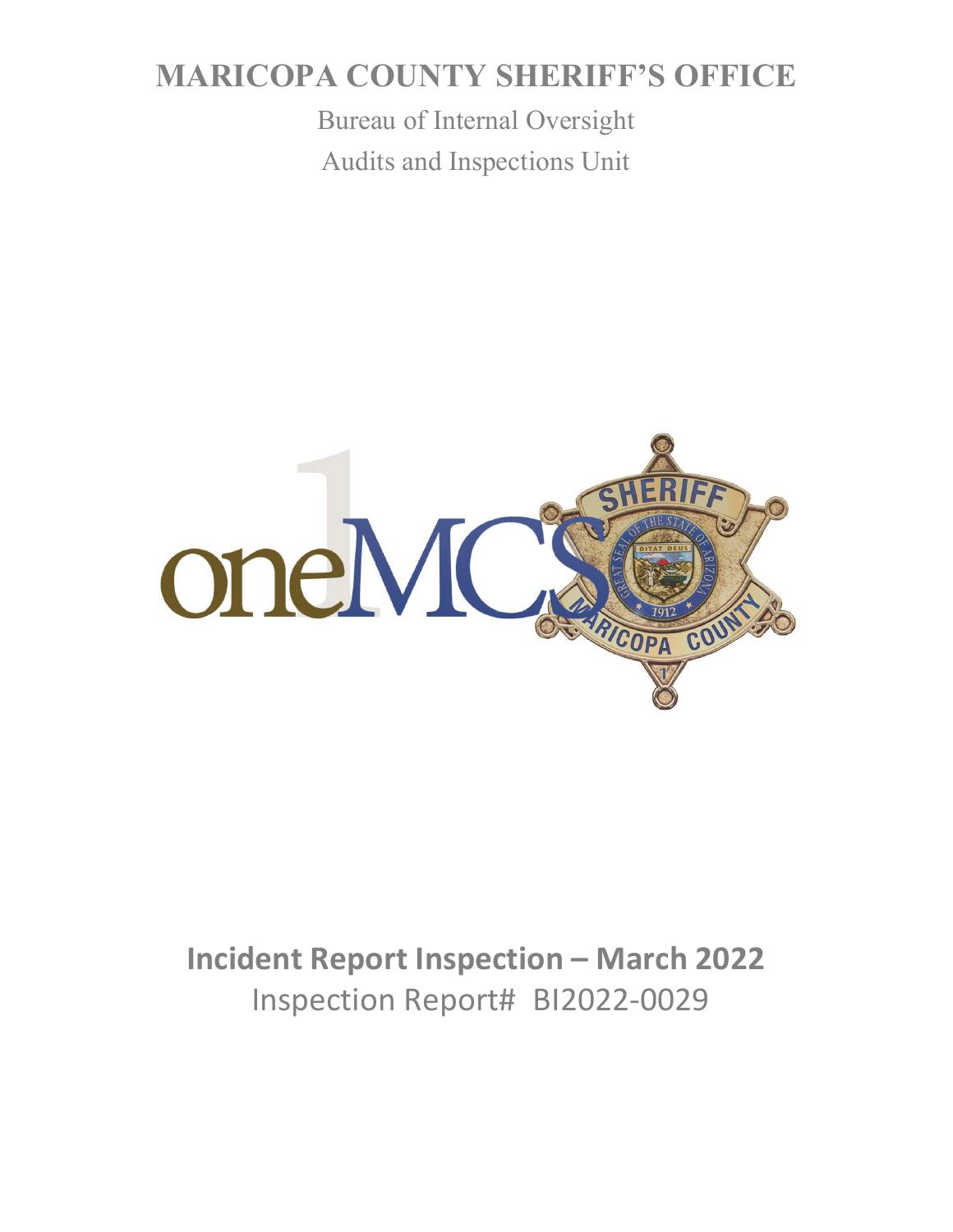# MARICOPA COUNTY SHERIFF'S OFFICE

Bureau of Internal Oversight

Audits and Inspections Unit

## Incident Report Inspection – March 2022

Inspection Report# BI2022-0029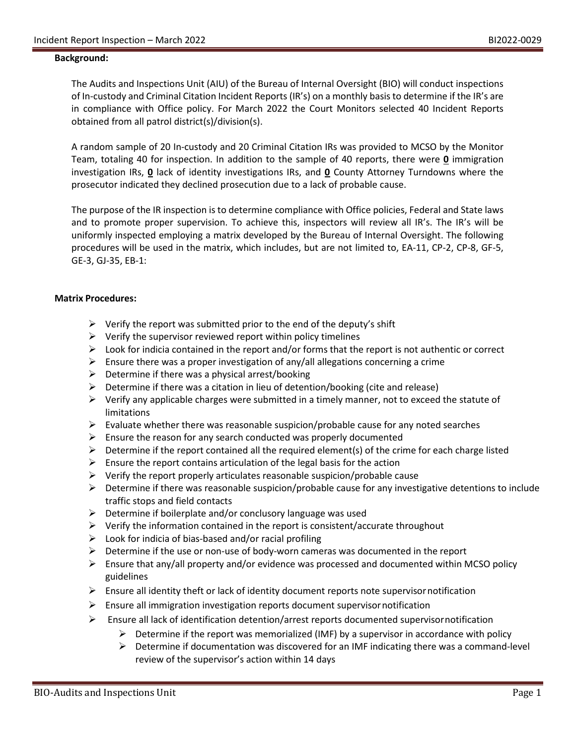**Background:**

The Audits and Inspections Unit (AIU) of the Bureau of Internal Oversight (BIO) will conduct inspections of In-custody and Criminal Citation Incident Reports (IR's) on a monthly basis to determine if the IR's are in compliance with Office policy. For March 2022 the Court Monitors selected 40 Incident Reports obtained from all patrol district(s)/division(s).

A random sample of 20 In-custody and 20 Criminal Citation IRs was provided to MCSO by the Monitor Team, totaling 40 for inspection. In addition to the sample of 40 reports, there were **0** immigration investigation IRs, **0** lack of identity investigations IRs, and **0** County Attorney Turndowns where the prosecutor indicated they declined prosecution due to a lack of probable cause.

The purpose of the IR inspection is to determine compliance with Office policies, Federal and State laws and to promote proper supervision. To achieve this, inspectors will review all IR's. The IR's will be uniformly inspected employing a matrix developed by the Bureau of Internal Oversight. The following procedures will be used in the matrix, which includes, but are not limited to, EA-11, CP-2, CP-8, GF-5, GE-3, GJ-35, EB-1:

**Matrix Procedures:**

- Verify the report was submitted prior to the end of the deputy's shift
- Verify the supervisor reviewed report within policy timelines
- Look for indicia contained in the report and/or forms that the report is not authentic or correct
- Ensure there was a proper investigation of any/all allegations concerning a crime
- Determine if there was a physical arrest/booking
- Determine if there was a citation in lieu of detention/booking (cite and release)
- Verify any applicable charges were submitted in a timely manner, not to exceed the statute of limitations
- Evaluate whether there was reasonable suspicion/probable cause for any noted searches
- Ensure the reason for any search conducted was properly documented
- Determine if the report contained all the required element(s) of the crime for each charge listed
- Ensure the report contains articulation of the legal basis for the action
- Verify the report properly articulates reasonable suspicion/probable cause
- Determine if there was reasonable suspicion/probable cause for any investigative detentions to include traffic stops and field contacts
- Determine if boilerplate and/or conclusory language was used
- Verify the information contained in the report is consistent/accurate throughout
- Look for indicia of bias-based and/or racial profiling
- Determine if the use or non-use of body-worn cameras was documented in the report
- Ensure that any/all property and/or evidence was processed and documented within MCSO policy guidelines
- Ensure all identity theft or lack of identity document reports note supervisor notification
- Ensure all immigration investigation reports document supervisor notification
- Ensure all lack of identification detention/arrest reports documented supervisor notification
  - Determine if the report was memorialized (IMF) by a supervisor in accordance with policy
  - Determine if documentation was discovered for an IMF indicating there was a command-level review of the supervisor's action within 14 days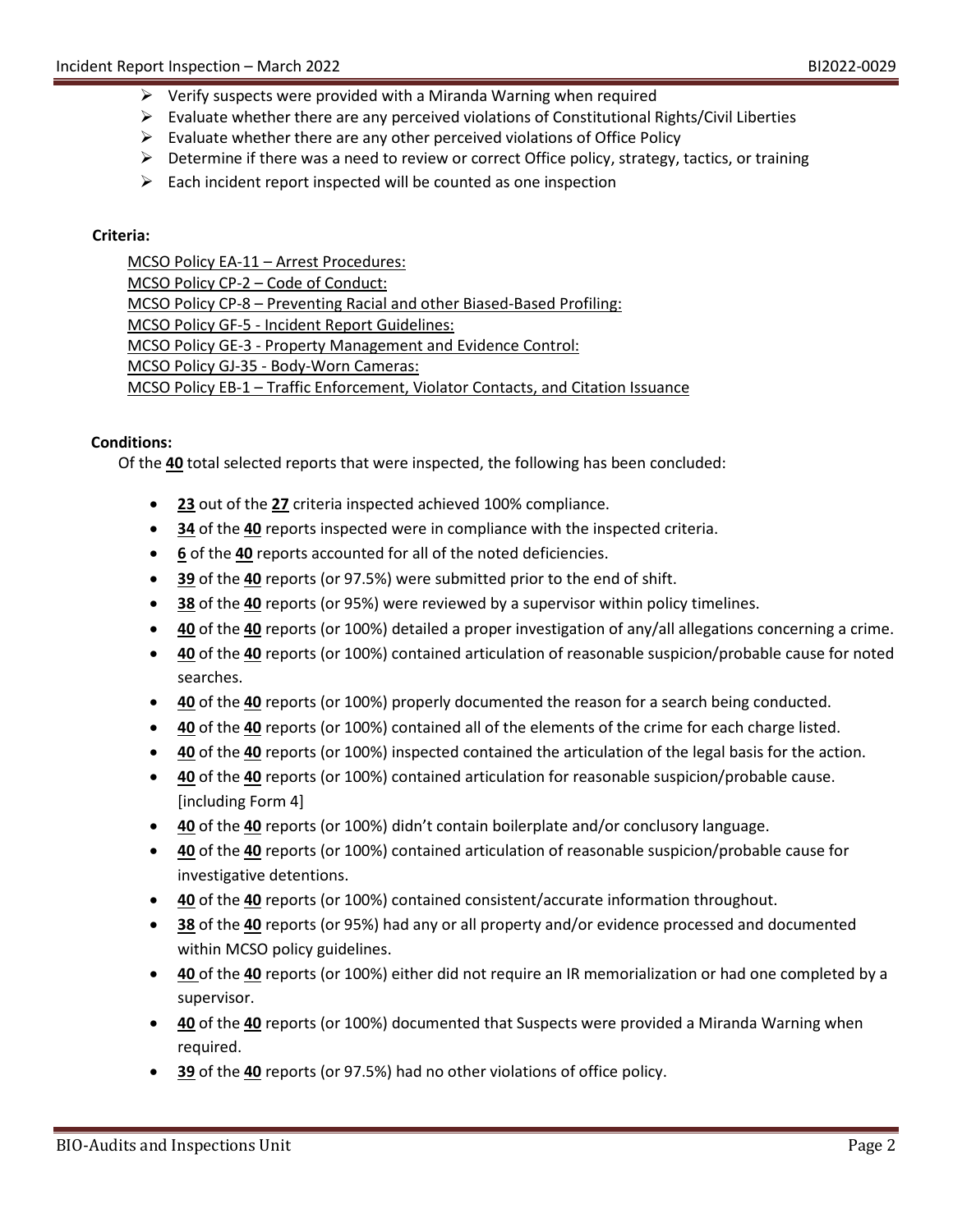- Verify suspects were provided with a Miranda Warning when required
- Evaluate whether there are any perceived violations of Constitutional Rights/Civil Liberties
- Evaluate whether there are any other perceived violations of Office Policy
- Determine if there was a need to review or correct Office policy, strategy, tactics, or training
- Each incident report inspected will be counted as one inspection

**Criteria:**

MCSO Policy EA-11 – Arrest Procedures:
MCSO Policy CP-2 – Code of Conduct:
MCSO Policy CP-8 – Preventing Racial and other Biased-Based Profiling:
MCSO Policy GF-5 - Incident Report Guidelines:
MCSO Policy GE-3 - Property Management and Evidence Control:
MCSO Policy GJ-35 - Body-Worn Cameras:
MCSO Policy EB-1 – Traffic Enforcement, Violator Contacts, and Citation Issuance

**Conditions:**

Of the **40** total selected reports that were inspected, the following has been concluded:

- **23** out of the **27** criteria inspected achieved 100% compliance.
- **34** of the **40** reports inspected were in compliance with the inspected criteria.
- **6** of the **40** reports accounted for all of the noted deficiencies.
- **39** of the **40** reports (or 97.5%) were submitted prior to the end of shift.
- **38** of the **40** reports (or 95%) were reviewed by a supervisor within policy timelines.
- **40** of the **40** reports (or 100%) detailed a proper investigation of any/all allegations concerning a crime.
- **40** of the **40** reports (or 100%) contained articulation of reasonable suspicion/probable cause for noted searches.
- **40** of the **40** reports (or 100%) properly documented the reason for a search being conducted.
- **40** of the **40** reports (or 100%) contained all of the elements of the crime for each charge listed.
- **40** of the **40** reports (or 100%) inspected contained the articulation of the legal basis for the action.
- **40** of the **40** reports (or 100%) contained articulation for reasonable suspicion/probable cause. [including Form 4]
- **40** of the **40** reports (or 100%) didn't contain boilerplate and/or conclusory language.
- **40** of the **40** reports (or 100%) contained articulation of reasonable suspicion/probable cause for investigative detentions.
- **40** of the **40** reports (or 100%) contained consistent/accurate information throughout.
- **38** of the **40** reports (or 95%) had any or all property and/or evidence processed and documented within MCSO policy guidelines.
- **40** of the **40** reports (or 100%) either did not require an IR memorialization or had one completed by a supervisor.
- **40** of the **40** reports (or 100%) documented that Suspects were provided a Miranda Warning when required.
- **39** of the **40** reports (or 97.5%) had no other violations of office policy.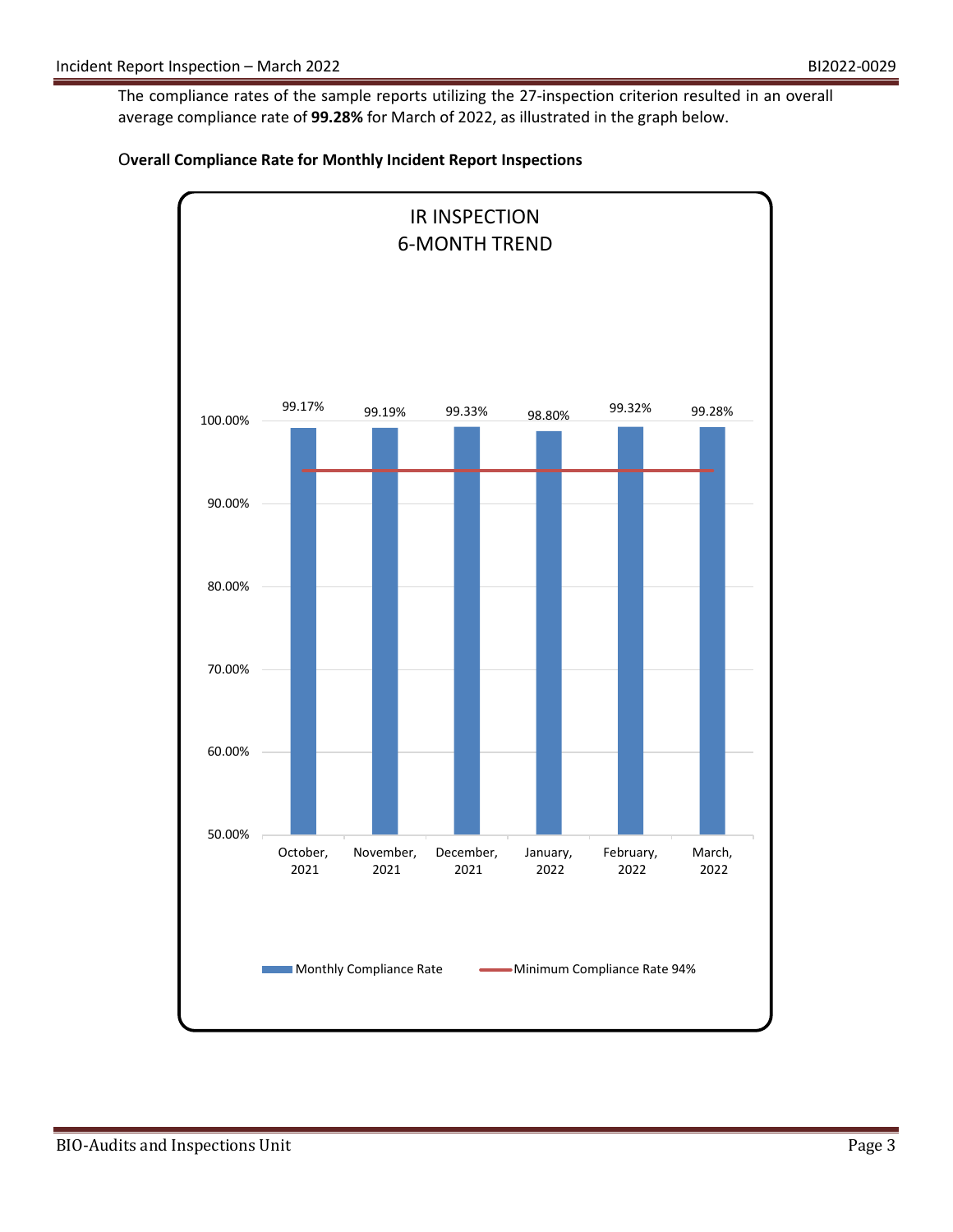The compliance rates of the sample reports utilizing the 27-inspection criterion resulted in an overall average compliance rate of **99.28%** for March of 2022, as illustrated in the graph below.

**Overall Compliance Rate for Monthly Incident Report Inspections**

IR INSPECTION
6-MONTH TREND

| Month | Monthly Compliance Rate | Minimum Compliance Rate 94% |
|---|---|---|
| October, 2021 | 99.17% | 94% |
| November, 2021 | 99.19% | 94% |
| December, 2021 | 99.33% | 94% |
| January, 2022 | 98.80% | 94% |
| February, 2022 | 99.32% | 94% |
| March, 2022 | 99.28% | 94% |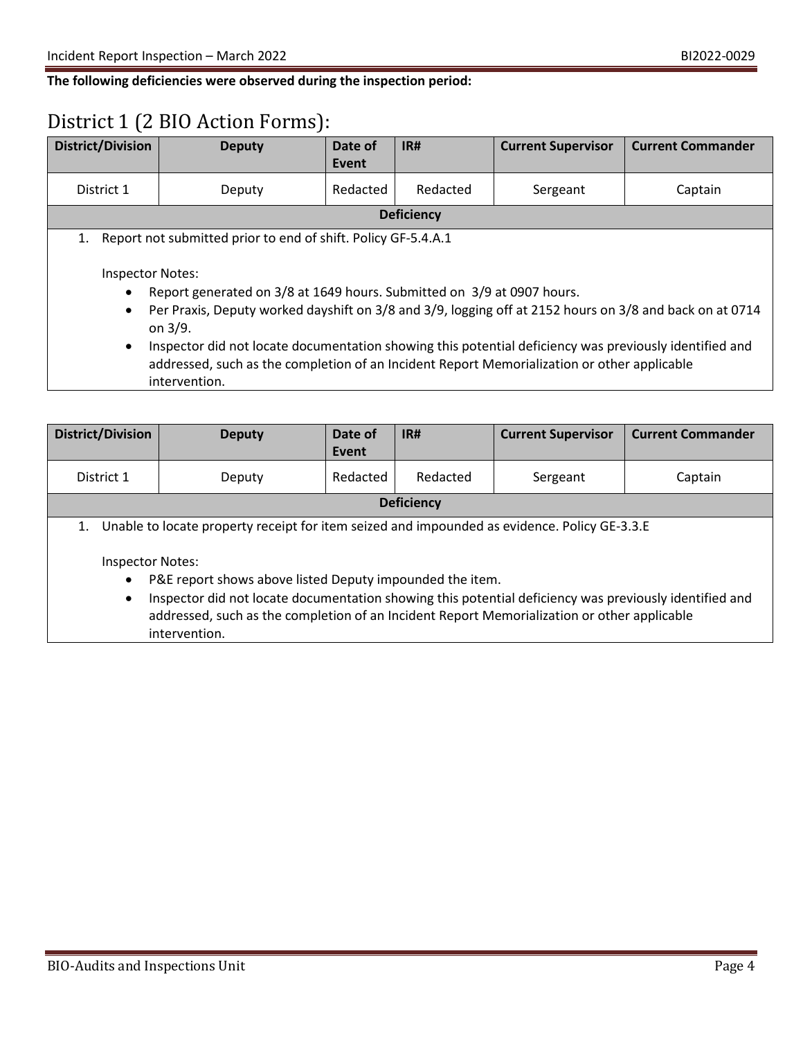**The following deficiencies were observed during the inspection period:**

# District 1 (2 BIO Action Forms):

| District/Division | Deputy | Date of Event | IR# | Current Supervisor | Current Commander |
|---|---|---|---|---|---|
| District 1 | Deputy | Redacted | Redacted | Sergeant | Captain |

**Deficiency**

1. Report not submitted prior to end of shift. Policy GF-5.4.A.1

   Inspector Notes:
   - Report generated on 3/8 at 1649 hours. Submitted on 3/9 at 0907 hours.
   - Per Praxis, Deputy worked dayshift on 3/8 and 3/9, logging off at 2152 hours on 3/8 and back on at 0714 on 3/9.
   - Inspector did not locate documentation showing this potential deficiency was previously identified and addressed, such as the completion of an Incident Report Memorialization or other applicable intervention.

| District/Division | Deputy | Date of Event | IR# | Current Supervisor | Current Commander |
|---|---|---|---|---|---|
| District 1 | Deputy | Redacted | Redacted | Sergeant | Captain |

**Deficiency**

1. Unable to locate property receipt for item seized and impounded as evidence. Policy GE-3.3.E

   Inspector Notes:
   - P&E report shows above listed Deputy impounded the item.
   - Inspector did not locate documentation showing this potential deficiency was previously identified and addressed, such as the completion of an Incident Report Memorialization or other applicable intervention.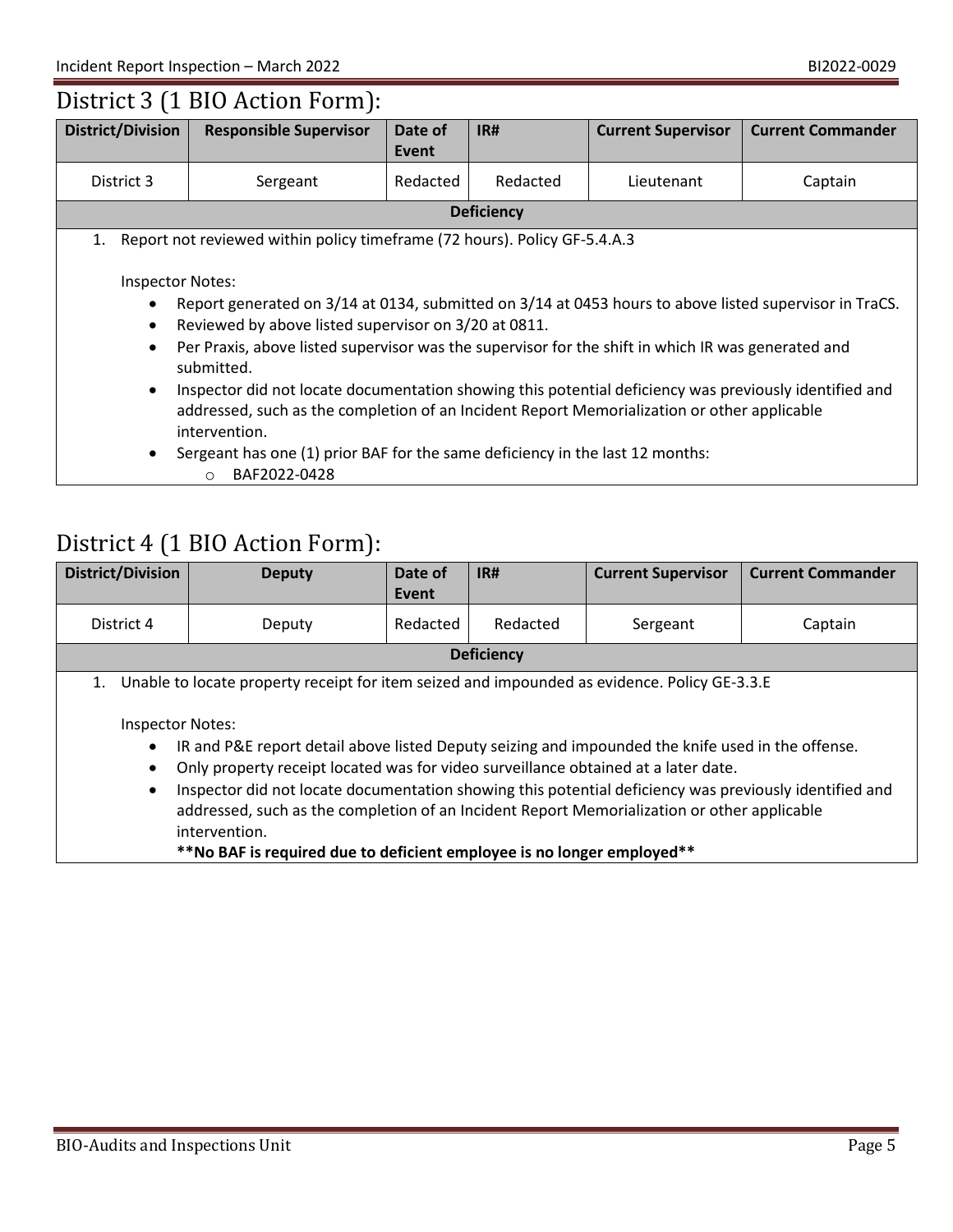## District 3 (1 BIO Action Form):

| District/Division | Responsible Supervisor | Date of Event | IR# | Current Supervisor | Current Commander |
|---|---|---|---|---|---|
| District 3 | Sergeant | Redacted | Redacted | Lieutenant | Captain |

**Deficiency**

1. Report not reviewed within policy timeframe (72 hours). Policy GF-5.4.A.3

   Inspector Notes:
   - Report generated on 3/14 at 0134, submitted on 3/14 at 0453 hours to above listed supervisor in TraCS.
   - Reviewed by above listed supervisor on 3/20 at 0811.
   - Per Praxis, above listed supervisor was the supervisor for the shift in which IR was generated and submitted.
   - Inspector did not locate documentation showing this potential deficiency was previously identified and addressed, such as the completion of an Incident Report Memorialization or other applicable intervention.
   - Sergeant has one (1) prior BAF for the same deficiency in the last 12 months:
     - BAF2022-0428

## District 4 (1 BIO Action Form):

| District/Division | Deputy | Date of Event | IR# | Current Supervisor | Current Commander |
|---|---|---|---|---|---|
| District 4 | Deputy | Redacted | Redacted | Sergeant | Captain |

**Deficiency**

1. Unable to locate property receipt for item seized and impounded as evidence. Policy GE-3.3.E

   Inspector Notes:
   - IR and P&E report detail above listed Deputy seizing and impounded the knife used in the offense.
   - Only property receipt located was for video surveillance obtained at a later date.
   - Inspector did not locate documentation showing this potential deficiency was previously identified and addressed, such as the completion of an Incident Report Memorialization or other applicable intervention.

     **\*\*No BAF is required due to deficient employee is no longer employed\*\***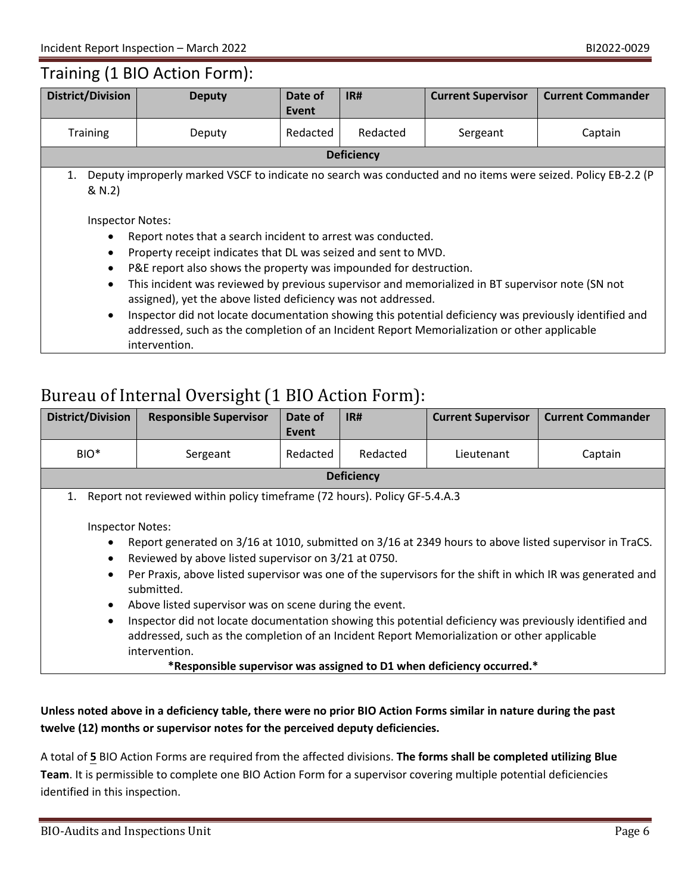## Training (1 BIO Action Form):

| District/Division | Deputy | Date of Event | IR# | Current Supervisor | Current Commander |
|---|---|---|---|---|---|
| Training | Deputy | Redacted | Redacted | Sergeant | Captain |

**Deficiency**

1. Deputy improperly marked VSCF to indicate no search was conducted and no items were seized. Policy EB-2.2 (P & N.2)

   Inspector Notes:

   - Report notes that a search incident to arrest was conducted.
   - Property receipt indicates that DL was seized and sent to MVD.
   - P&E report also shows the property was impounded for destruction.
   - This incident was reviewed by previous supervisor and memorialized in BT supervisor note (SN not assigned), yet the above listed deficiency was not addressed.
   - Inspector did not locate documentation showing this potential deficiency was previously identified and addressed, such as the completion of an Incident Report Memorialization or other applicable intervention.

## Bureau of Internal Oversight (1 BIO Action Form):

| District/Division | Responsible Supervisor | Date of Event | IR# | Current Supervisor | Current Commander |
|---|---|---|---|---|---|
| BIO* | Sergeant | Redacted | Redacted | Lieutenant | Captain |

**Deficiency**

1. Report not reviewed within policy timeframe (72 hours). Policy GF-5.4.A.3

   Inspector Notes:

   - Report generated on 3/16 at 1010, submitted on 3/16 at 2349 hours to above listed supervisor in TraCS.
   - Reviewed by above listed supervisor on 3/21 at 0750.
   - Per Praxis, above listed supervisor was one of the supervisors for the shift in which IR was generated and submitted.
   - Above listed supervisor was on scene during the event.
   - Inspector did not locate documentation showing this potential deficiency was previously identified and addressed, such as the completion of an Incident Report Memorialization or other applicable intervention.

**\*Responsible supervisor was assigned to D1 when deficiency occurred.\***

**Unless noted above in a deficiency table, there were no prior BIO Action Forms similar in nature during the past twelve (12) months or supervisor notes for the perceived deputy deficiencies.**

A total of **5** BIO Action Forms are required from the affected divisions. **The forms shall be completed utilizing Blue Team**. It is permissible to complete one BIO Action Form for a supervisor covering multiple potential deficiencies identified in this inspection.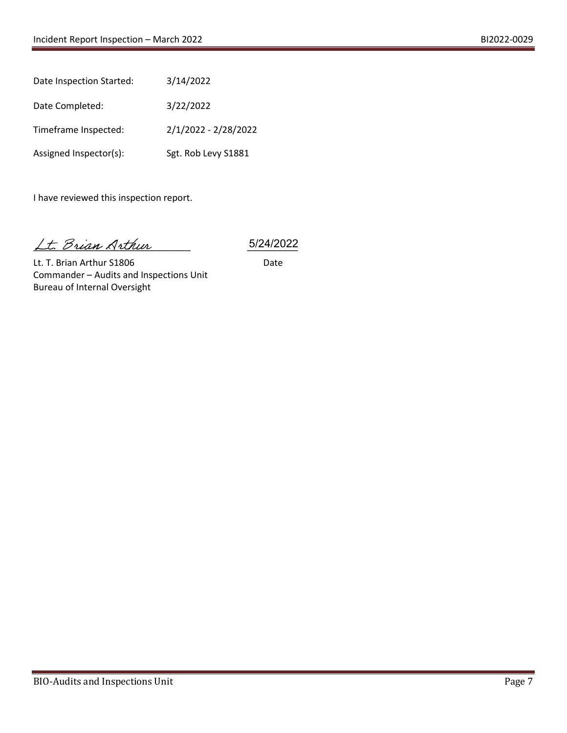| | |
|---|---|
| Date Inspection Started: | 3/14/2022 |
| Date Completed: | 3/22/2022 |
| Timeframe Inspected: | 2/1/2022 - 2/28/2022 |
| Assigned Inspector(s): | Sgt. Rob Levy S1881 |

I have reviewed this inspection report.

Lt. Brian Arthur ______________ 5/24/2022

Lt. T. Brian Arthur S1806 Date
Commander – Audits and Inspections Unit
Bureau of Internal Oversight